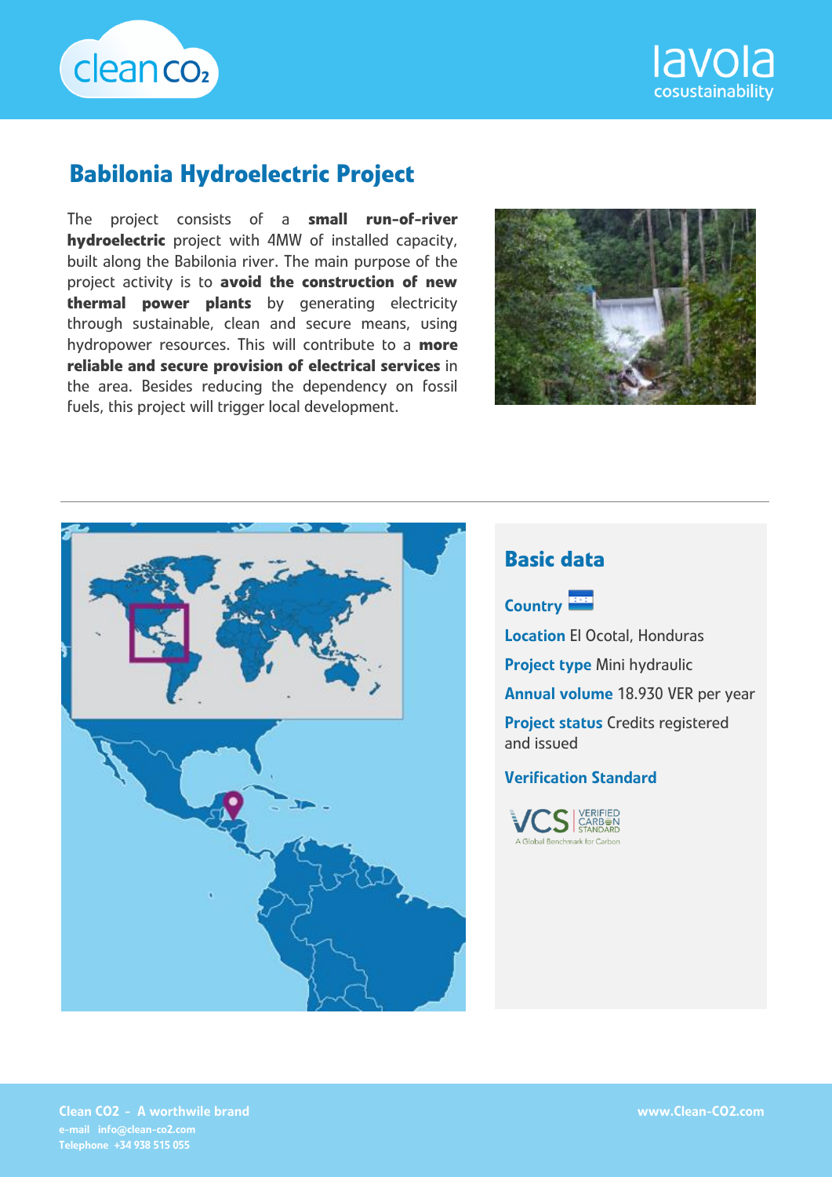# Babilonia Hydroelectric Project

The project consists of a **small run-of-river hydroelectric** project with 4MW of installed capacity, built along the Babilonia river. The main purpose of the project activity is to **avoid the construction of new thermal power plants** by generating electricity through sustainable, clean and secure means, using hydropower resources. This will contribute to a **more reliable and secure provision of electrical services** in the area. Besides reducing the dependency on fossil fuels, this project will trigger local development.

## Basic data

**Country**

**Location** El Ocotal, Honduras

**Project type** Mini hydraulic

**Annual volume** 18.930 VER per year

**Project status** Credits registered and issued

**Verification Standard**

VCS | VERIFIED CARBON STANDARD
A Global Benchmark for Carbon

**Clean CO2 - A worthwile brand**
**e-mail** info@clean-co2.com
**Telephone** +34 938 515 055

www.Clean-CO2.com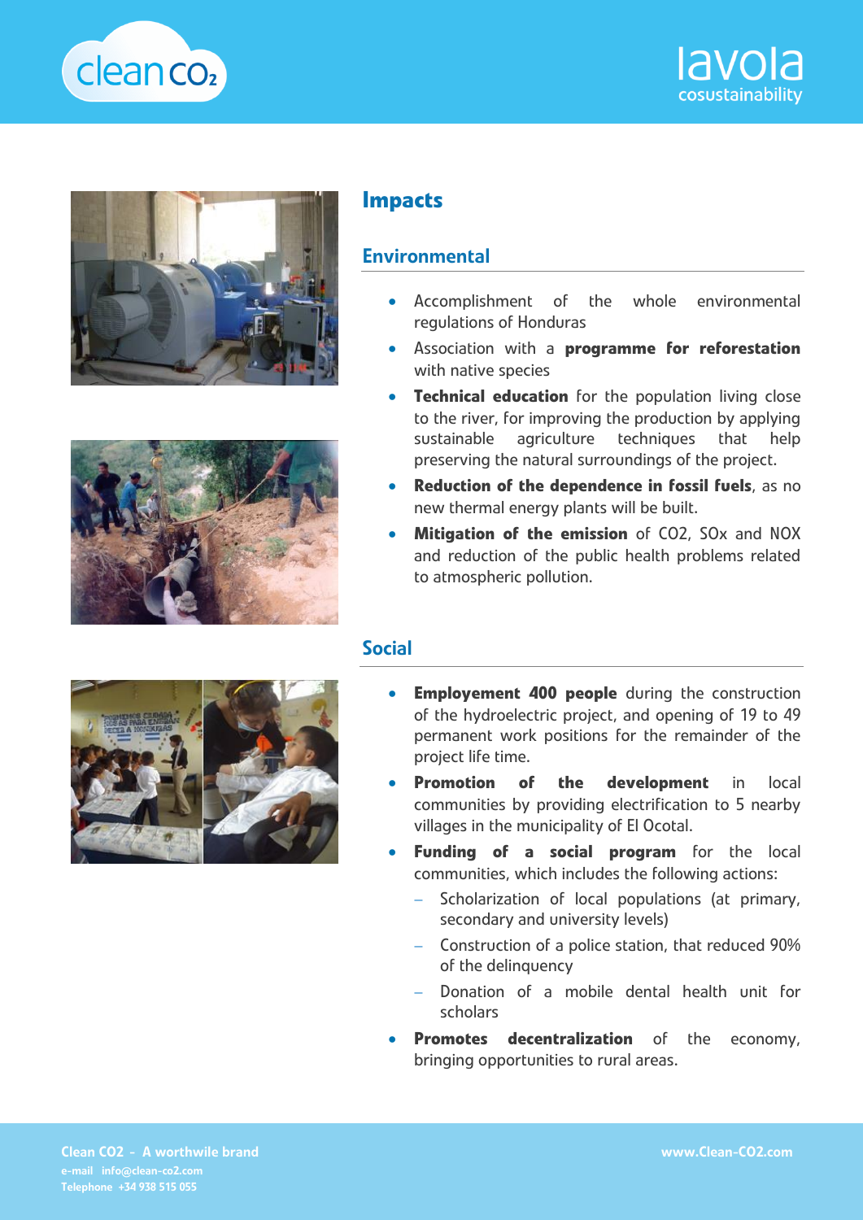# Impacts

## Environmental

- Accomplishment of the whole environmental regulations of Honduras
- Association with a **programme for reforestation** with native species
- **Technical education** for the population living close to the river, for improving the production by applying sustainable agriculture techniques that help preserving the natural surroundings of the project.
- **Reduction of the dependence in fossil fuels**, as no new thermal energy plants will be built.
- **Mitigation of the emission** of CO2, SOx and NOX and reduction of the public health problems related to atmospheric pollution.

## Social

- **Employement 400 people** during the construction of the hydroelectric project, and opening of 19 to 49 permanent work positions for the remainder of the project life time.
- **Promotion of the development** in local communities by providing electrification to 5 nearby villages in the municipality of El Ocotal.
- **Funding of a social program** for the local communities, which includes the following actions:
  - Scholarization of local populations (at primary, secondary and university levels)
  - Construction of a police station, that reduced 90% of the delinquency
  - Donation of a mobile dental health unit for scholars
- **Promotes decentralization** of the economy, bringing opportunities to rural areas.